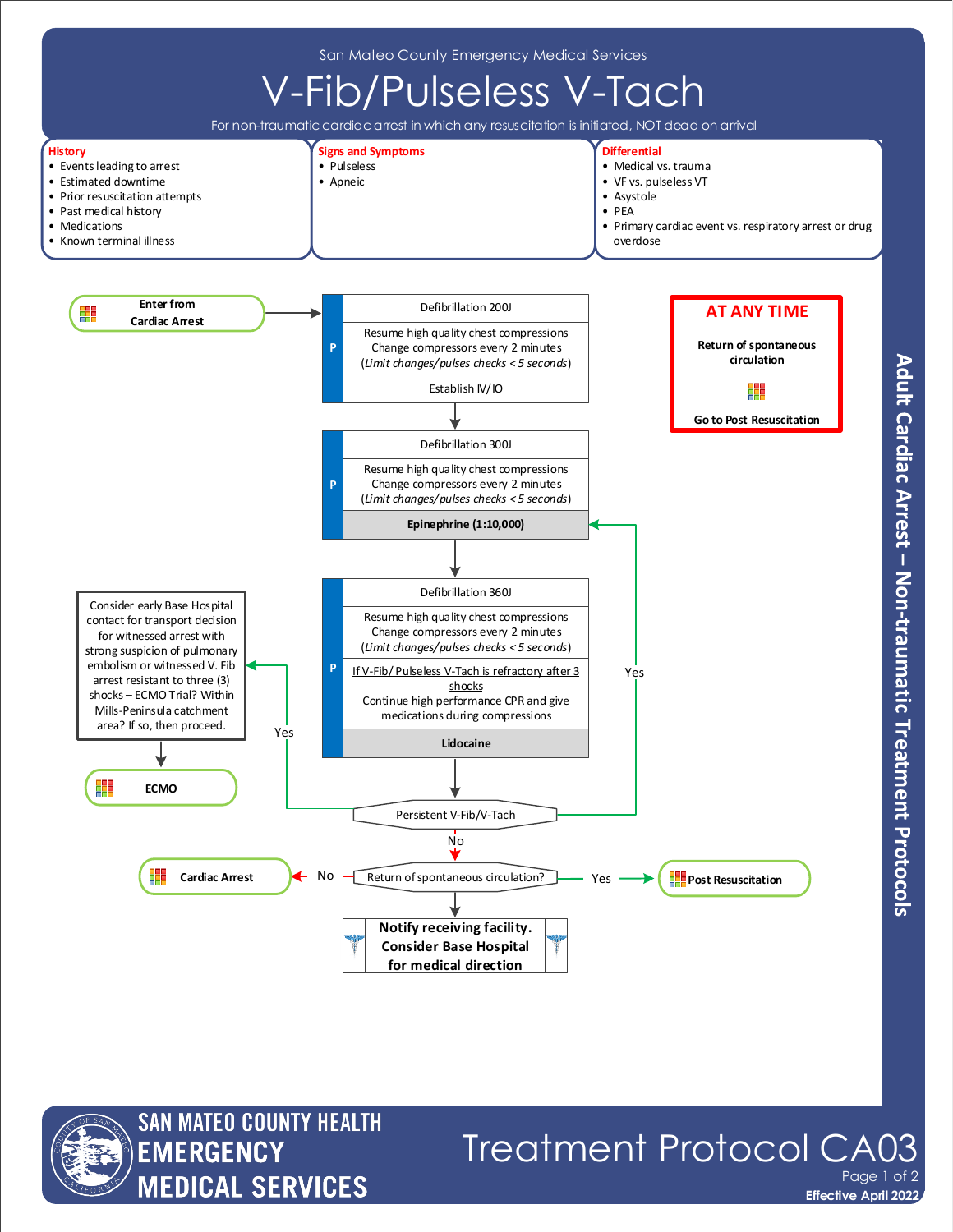San Mateo County Emergency Medical Services

# V-Fib/Pulseless V-Tach

For non-traumatic cardiac arrest in which any resuscitation is initiated, NOT dead on arrival

**History**
- Events leading to arrest
- Estimated downtime
- Prior resuscitation attempts
- Past medical history
- Medications
- Known terminal illness

**Signs and Symptoms**
- Pulseless
- Apneic

**Differential**
- Medical vs. trauma
- VF vs. pulseless VT
- Asystole
- PEA
- Primary cardiac event vs. respiratory arrest or drug overdose

**Enter from Cardiac Arrest** →

**P**
- Defibrillation 200J
- Resume high quality chest compressions
  Change compressors every 2 minutes
  *(Limit changes/pulses checks < 5 seconds)*
- Establish IV/IO

↓

**P**
- Defibrillation 300J
- Resume high quality chest compressions
  Change compressors every 2 minutes
  *(Limit changes/pulses checks < 5 seconds)*
- **Epinephrine (1:10,000)**

↓

**P**
- Defibrillation 360J
- Resume high quality chest compressions
  Change compressors every 2 minutes
  *(Limit changes/pulses checks < 5 seconds)*
- If V-Fib/ Pulseless V-Tach is refractory after 3 shocks
  Continue high performance CPR and give medications during compressions
- **Lidocaine**

↓

**Persistent V-Fib/V-Tach**
- Yes → return to Epinephrine (1:10,000)
- Yes → Consider early Base Hospital contact for transport decision for witnessed arrest with strong suspicion of pulmonary embolism or witnessed V. Fib arrest resistant to three (3) shocks – ECMO Trial? Within Mills-Peninsula catchment area? If so, then proceed. → **ECMO**
- No ↓

**Return of spontaneous circulation?**
- No → **Cardiac Arrest**
- Yes → **Post Resuscitation**

↓

**Notify receiving facility. Consider Base Hospital for medical direction**

**AT ANY TIME**

**Return of spontaneous circulation**

**Go to Post Resuscitation**

Adult Cardiac Arrest – Non-traumatic Treatment Protocols

SAN MATEO COUNTY HEALTH EMERGENCY MEDICAL SERVICES

Treatment Protocol CA03

Effective April 2022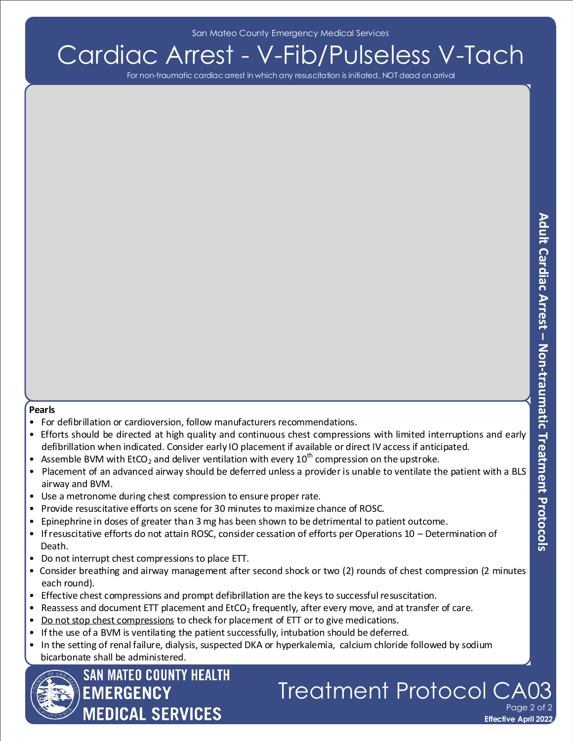San Mateo County Emergency Medical Services

# Cardiac Arrest - V-Fib/Pulseless V-Tach

For non-traumatic cardiac arrest in which any resuscitation is initiated, NOT dead on arrival

**Pearls**

- For defibrillation or cardioversion, follow manufacturers recommendations.
- Efforts should be directed at high quality and continuous chest compressions with limited interruptions and early defibrillation when indicated. Consider early IO placement if available or direct IV access if anticipated.
- Assemble BVM with $EtCO_2$ and deliver ventilation with every $10^{th}$ compression on the upstroke.
- Placement of an advanced airway should be deferred unless a provider is unable to ventilate the patient with a BLS airway and BVM.
- Use a metronome during chest compression to ensure proper rate.
- Provide resuscitative efforts on scene for 30 minutes to maximize chance of ROSC.
- Epinephrine in doses of greater than 3 mg has been shown to be detrimental to patient outcome.
- If resuscitative efforts do not attain ROSC, consider cessation of efforts per Operations 10 – Determination of Death.
- Do not interrupt chest compressions to place ETT.
- Consider breathing and airway management after second shock or two (2) rounds of chest compression (2 minutes each round).
- Effective chest compressions and prompt defibrillation are the keys to successful resuscitation.
- Reassess and document ETT placement and $EtCO_2$ frequently, after every move, and at transfer of care.
- Do not stop chest compressions to check for placement of ETT or to give medications.
- If the use of a BVM is ventilating the patient successfully, intubation should be deferred.
- In the setting of renal failure, dialysis, suspected DKA or hyperkalemia, calcium chloride followed by sodium bicarbonate shall be administered.

Adult Cardiac Arrest – Non-traumatic Treatment Protocols

SAN MATEO COUNTY HEALTH EMERGENCY MEDICAL SERVICES

Treatment Protocol CA03

Effective April 2022